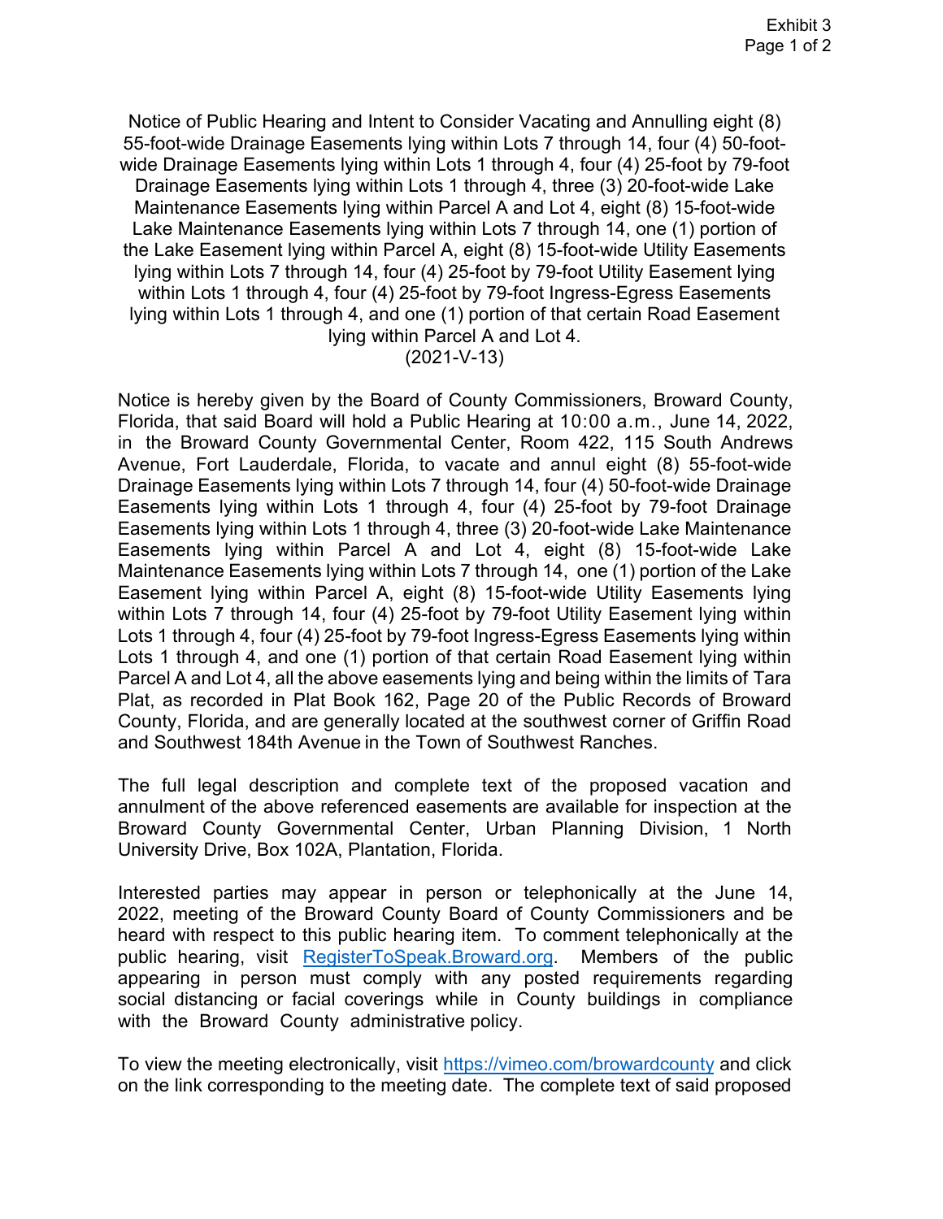Exhibit 3

Notice of Public Hearing and Intent to Consider Vacating and Annulling eight (8) 55-foot-wide Drainage Easements lying within Lots 7 through 14, four (4) 50-foot-wide Drainage Easements lying within Lots 1 through 4, four (4) 25-foot by 79-foot Drainage Easements lying within Lots 1 through 4, three (3) 20-foot-wide Lake Maintenance Easements lying within Parcel A and Lot 4, eight (8) 15-foot-wide Lake Maintenance Easements lying within Lots 7 through 14, one (1) portion of the Lake Easement lying within Parcel A, eight (8) 15-foot-wide Utility Easements lying within Lots 7 through 14, four (4) 25-foot by 79-foot Utility Easement lying within Lots 1 through 4, four (4) 25-foot by 79-foot Ingress-Egress Easements lying within Lots 1 through 4, and one (1) portion of that certain Road Easement lying within Parcel A and Lot 4.
(2021-V-13)

Notice is hereby given by the Board of County Commissioners, Broward County, Florida, that said Board will hold a Public Hearing at 10:00 a.m., June 14, 2022, in the Broward County Governmental Center, Room 422, 115 South Andrews Avenue, Fort Lauderdale, Florida, to vacate and annul eight (8) 55-foot-wide Drainage Easements lying within Lots 7 through 14, four (4) 50-foot-wide Drainage Easements lying within Lots 1 through 4, four (4) 25-foot by 79-foot Drainage Easements lying within Lots 1 through 4, three (3) 20-foot-wide Lake Maintenance Easements lying within Parcel A and Lot 4, eight (8) 15-foot-wide Lake Maintenance Easements lying within Lots 7 through 14, one (1) portion of the Lake Easement lying within Parcel A, eight (8) 15-foot-wide Utility Easements lying within Lots 7 through 14, four (4) 25-foot by 79-foot Utility Easement lying within Lots 1 through 4, four (4) 25-foot by 79-foot Ingress-Egress Easements lying within Lots 1 through 4, and one (1) portion of that certain Road Easement lying within Parcel A and Lot 4, all the above easements lying and being within the limits of Tara Plat, as recorded in Plat Book 162, Page 20 of the Public Records of Broward County, Florida, and are generally located at the southwest corner of Griffin Road and Southwest 184th Avenue in the Town of Southwest Ranches.

The full legal description and complete text of the proposed vacation and annulment of the above referenced easements are available for inspection at the Broward County Governmental Center, Urban Planning Division, 1 North University Drive, Box 102A, Plantation, Florida.

Interested parties may appear in person or telephonically at the June 14, 2022, meeting of the Broward County Board of County Commissioners and be heard with respect to this public hearing item. To comment telephonically at the public hearing, visit RegisterToSpeak.Broward.org. Members of the public appearing in person must comply with any posted requirements regarding social distancing or facial coverings while in County buildings in compliance with the Broward County administrative policy.

To view the meeting electronically, visit https://vimeo.com/browardcounty and click on the link corresponding to the meeting date. The complete text of said proposed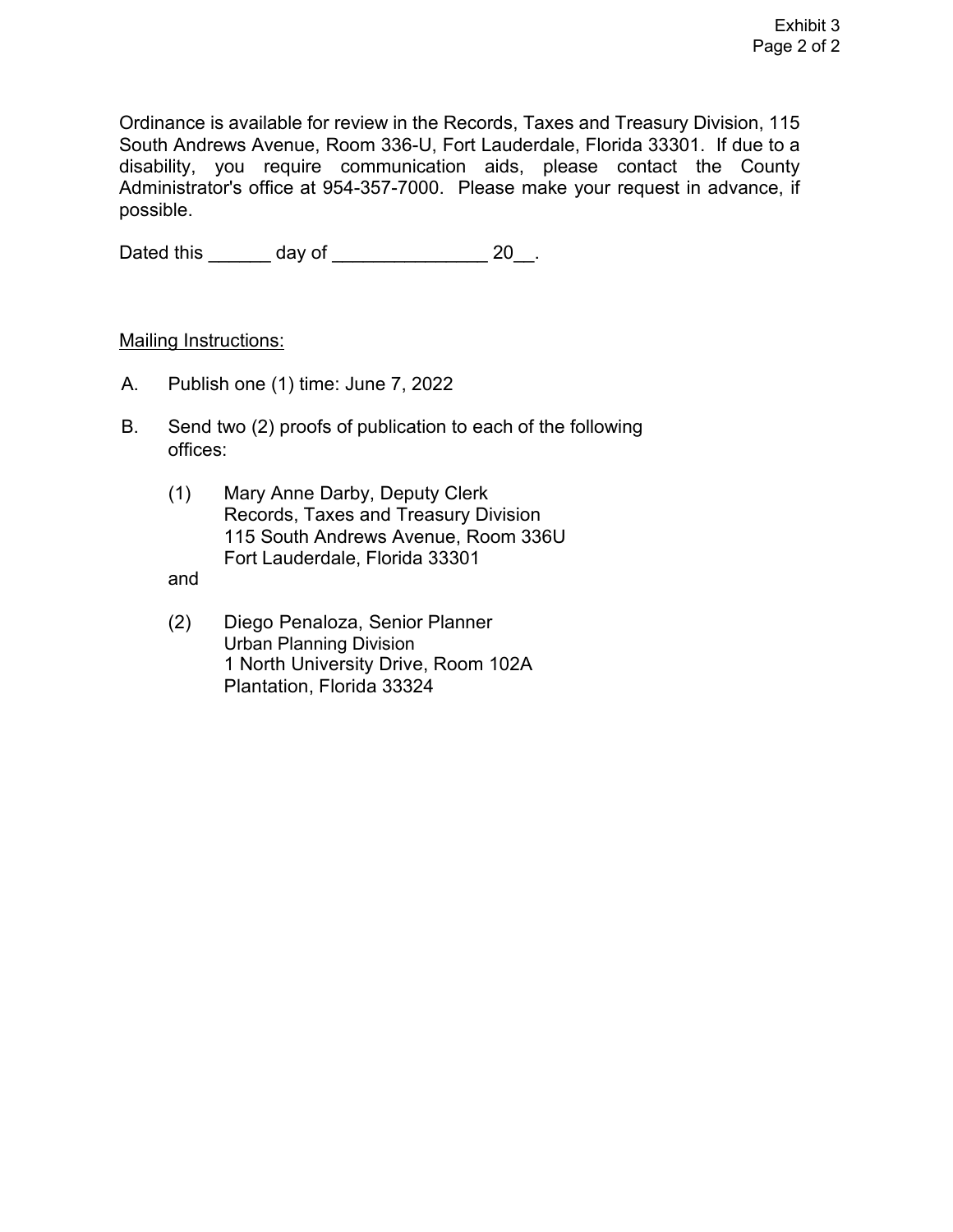Ordinance is available for review in the Records, Taxes and Treasury Division, 115 South Andrews Avenue, Room 336-U, Fort Lauderdale, Florida 33301. If due to a disability, you require communication aids, please contact the County Administrator's office at 954-357-7000. Please make your request in advance, if possible.

Dated this ______ day of _______________ 20__.

<u>Mailing Instructions:</u>

A. Publish one (1) time: June 7, 2022

B. Send two (2) proofs of publication to each of the following offices:

(1) Mary Anne Darby, Deputy Clerk
Records, Taxes and Treasury Division
115 South Andrews Avenue, Room 336U
Fort Lauderdale, Florida 33301

and

(2) Diego Penaloza, Senior Planner
Urban Planning Division
1 North University Drive, Room 102A
Plantation, Florida 33324